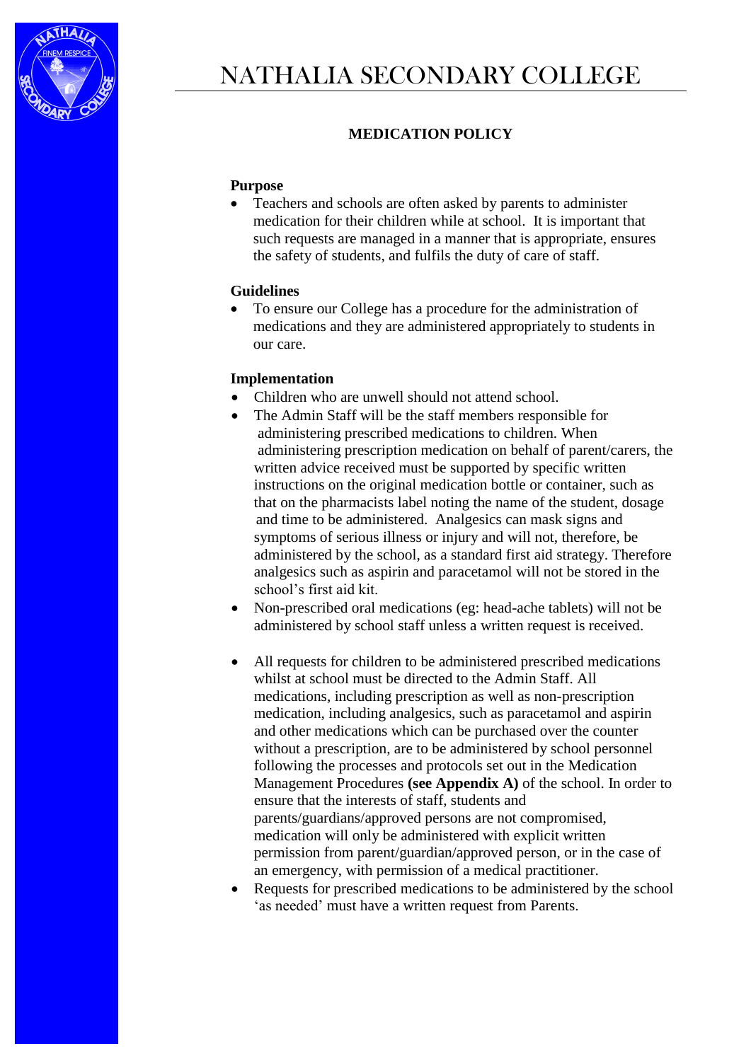# NATHALIA SECONDARY COLLEGE

## MEDICATION POLICY

### Purpose

- Teachers and schools are often asked by parents to administer medication for their children while at school. It is important that such requests are managed in a manner that is appropriate, ensures the safety of students, and fulfils the duty of care of staff.

### Guidelines

- To ensure our College has a procedure for the administration of medications and they are administered appropriately to students in our care.

### Implementation

- Children who are unwell should not attend school.
- The Admin Staff will be the staff members responsible for administering prescribed medications to children. When administering prescription medication on behalf of parent/carers, the written advice received must be supported by specific written instructions on the original medication bottle or container, such as that on the pharmacists label noting the name of the student, dosage and time to be administered. Analgesics can mask signs and symptoms of serious illness or injury and will not, therefore, be administered by the school, as a standard first aid strategy. Therefore analgesics such as aspirin and paracetamol will not be stored in the school's first aid kit.
- Non-prescribed oral medications (eg: head-ache tablets) will not be administered by school staff unless a written request is received.
- All requests for children to be administered prescribed medications whilst at school must be directed to the Admin Staff. All medications, including prescription as well as non-prescription medication, including analgesics, such as paracetamol and aspirin and other medications which can be purchased over the counter without a prescription, are to be administered by school personnel following the processes and protocols set out in the Medication Management Procedures **(see Appendix A)** of the school. In order to ensure that the interests of staff, students and parents/guardians/approved persons are not compromised, medication will only be administered with explicit written permission from parent/guardian/approved person, or in the case of an emergency, with permission of a medical practitioner.
- Requests for prescribed medications to be administered by the school 'as needed' must have a written request from Parents.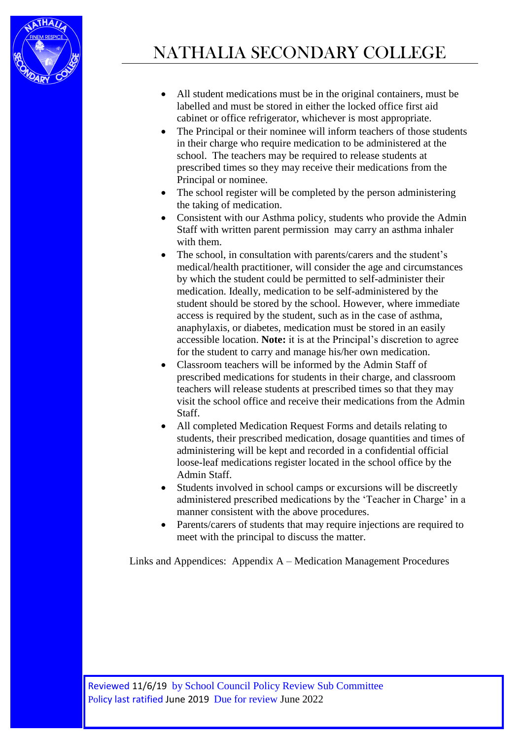- All student medications must be in the original containers, must be labelled and must be stored in either the locked office first aid cabinet or office refrigerator, whichever is most appropriate.
- The Principal or their nominee will inform teachers of those students in their charge who require medication to be administered at the school. The teachers may be required to release students at prescribed times so they may receive their medications from the Principal or nominee.
- The school register will be completed by the person administering the taking of medication.
- Consistent with our Asthma policy, students who provide the Admin Staff with written parent permission may carry an asthma inhaler with them.
- The school, in consultation with parents/carers and the student's medical/health practitioner, will consider the age and circumstances by which the student could be permitted to self-administer their medication. Ideally, medication to be self-administered by the student should be stored by the school. However, where immediate access is required by the student, such as in the case of asthma, anaphylaxis, or diabetes, medication must be stored in an easily accessible location. **Note:** it is at the Principal's discretion to agree for the student to carry and manage his/her own medication.
- Classroom teachers will be informed by the Admin Staff of prescribed medications for students in their charge, and classroom teachers will release students at prescribed times so that they may visit the school office and receive their medications from the Admin Staff.
- All completed Medication Request Forms and details relating to students, their prescribed medication, dosage quantities and times of administering will be kept and recorded in a confidential official loose-leaf medications register located in the school office by the Admin Staff.
- Students involved in school camps or excursions will be discreetly administered prescribed medications by the 'Teacher in Charge' in a manner consistent with the above procedures.
- Parents/carers of students that may require injections are required to meet with the principal to discuss the matter.

Links and Appendices: Appendix A – Medication Management Procedures

Reviewed 11/6/19 by School Council Policy Review Sub Committee
Policy last ratified June 2019 Due for review June 2022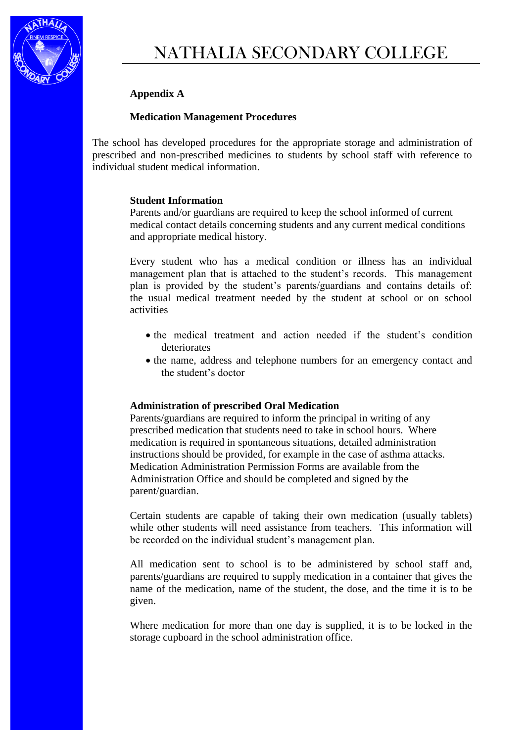# NATHALIA SECONDARY COLLEGE

**Appendix A**

**Medication Management Procedures**

The school has developed procedures for the appropriate storage and administration of prescribed and non-prescribed medicines to students by school staff with reference to individual student medical information.

**Student Information**

Parents and/or guardians are required to keep the school informed of current medical contact details concerning students and any current medical conditions and appropriate medical history.

Every student who has a medical condition or illness has an individual management plan that is attached to the student's records. This management plan is provided by the student's parents/guardians and contains details of: the usual medical treatment needed by the student at school or on school activities

- the medical treatment and action needed if the student's condition deteriorates
- the name, address and telephone numbers for an emergency contact and the student's doctor

**Administration of prescribed Oral Medication**

Parents/guardians are required to inform the principal in writing of any prescribed medication that students need to take in school hours. Where medication is required in spontaneous situations, detailed administration instructions should be provided, for example in the case of asthma attacks. Medication Administration Permission Forms are available from the Administration Office and should be completed and signed by the parent/guardian.

Certain students are capable of taking their own medication (usually tablets) while other students will need assistance from teachers. This information will be recorded on the individual student's management plan.

All medication sent to school is to be administered by school staff and, parents/guardians are required to supply medication in a container that gives the name of the medication, name of the student, the dose, and the time it is to be given.

Where medication for more than one day is supplied, it is to be locked in the storage cupboard in the school administration office.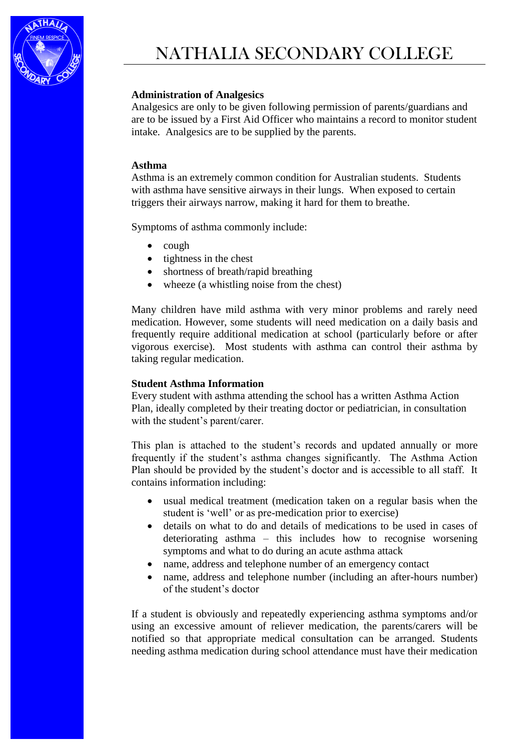### Administration of Analgesics

Analgesics are only to be given following permission of parents/guardians and are to be issued by a First Aid Officer who maintains a record to monitor student intake. Analgesics are to be supplied by the parents.

### Asthma

Asthma is an extremely common condition for Australian students. Students with asthma have sensitive airways in their lungs. When exposed to certain triggers their airways narrow, making it hard for them to breathe.

Symptoms of asthma commonly include:

- cough
- tightness in the chest
- shortness of breath/rapid breathing
- wheeze (a whistling noise from the chest)

Many children have mild asthma with very minor problems and rarely need medication. However, some students will need medication on a daily basis and frequently require additional medication at school (particularly before or after vigorous exercise). Most students with asthma can control their asthma by taking regular medication.

### Student Asthma Information

Every student with asthma attending the school has a written Asthma Action Plan, ideally completed by their treating doctor or pediatrician, in consultation with the student's parent/carer.

This plan is attached to the student's records and updated annually or more frequently if the student's asthma changes significantly. The Asthma Action Plan should be provided by the student's doctor and is accessible to all staff. It contains information including:

- usual medical treatment (medication taken on a regular basis when the student is 'well' or as pre-medication prior to exercise)
- details on what to do and details of medications to be used in cases of deteriorating asthma – this includes how to recognise worsening symptoms and what to do during an acute asthma attack
- name, address and telephone number of an emergency contact
- name, address and telephone number (including an after-hours number) of the student's doctor

If a student is obviously and repeatedly experiencing asthma symptoms and/or using an excessive amount of reliever medication, the parents/carers will be notified so that appropriate medical consultation can be arranged. Students needing asthma medication during school attendance must have their medication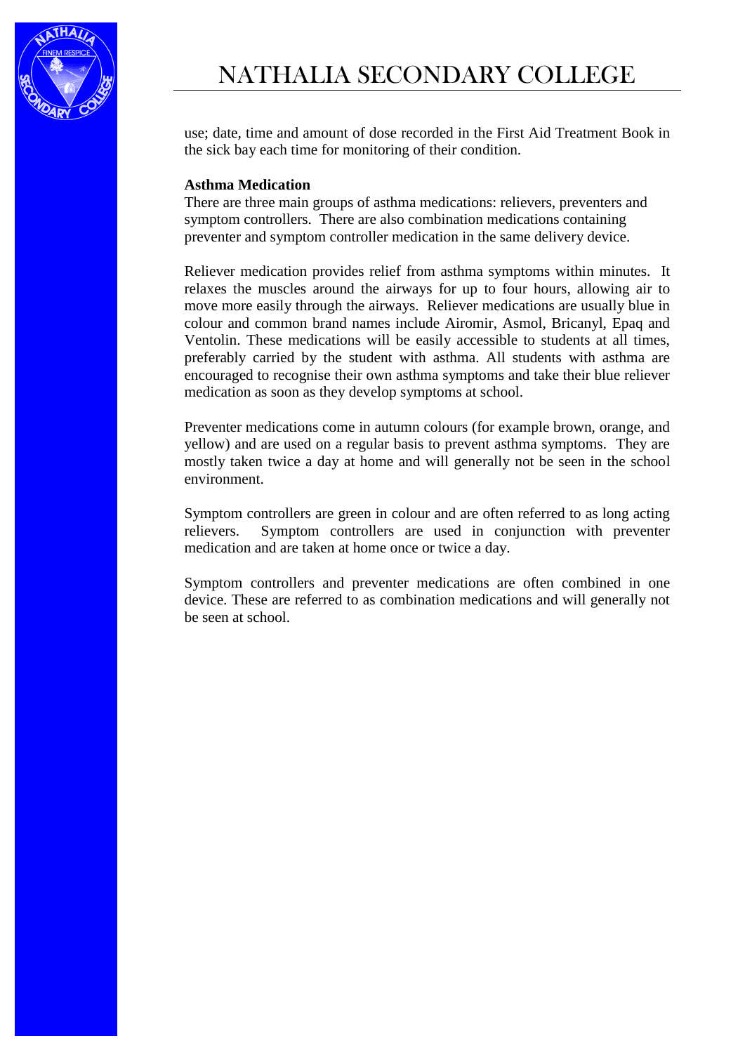use; date, time and amount of dose recorded in the First Aid Treatment Book in the sick bay each time for monitoring of their condition.

**Asthma Medication**

There are three main groups of asthma medications: relievers, preventers and symptom controllers. There are also combination medications containing preventer and symptom controller medication in the same delivery device.

Reliever medication provides relief from asthma symptoms within minutes. It relaxes the muscles around the airways for up to four hours, allowing air to move more easily through the airways. Reliever medications are usually blue in colour and common brand names include Airomir, Asmol, Bricanyl, Epaq and Ventolin. These medications will be easily accessible to students at all times, preferably carried by the student with asthma. All students with asthma are encouraged to recognise their own asthma symptoms and take their blue reliever medication as soon as they develop symptoms at school.

Preventer medications come in autumn colours (for example brown, orange, and yellow) and are used on a regular basis to prevent asthma symptoms. They are mostly taken twice a day at home and will generally not be seen in the school environment.

Symptom controllers are green in colour and are often referred to as long acting relievers. Symptom controllers are used in conjunction with preventer medication and are taken at home once or twice a day.

Symptom controllers and preventer medications are often combined in one device. These are referred to as combination medications and will generally not be seen at school.